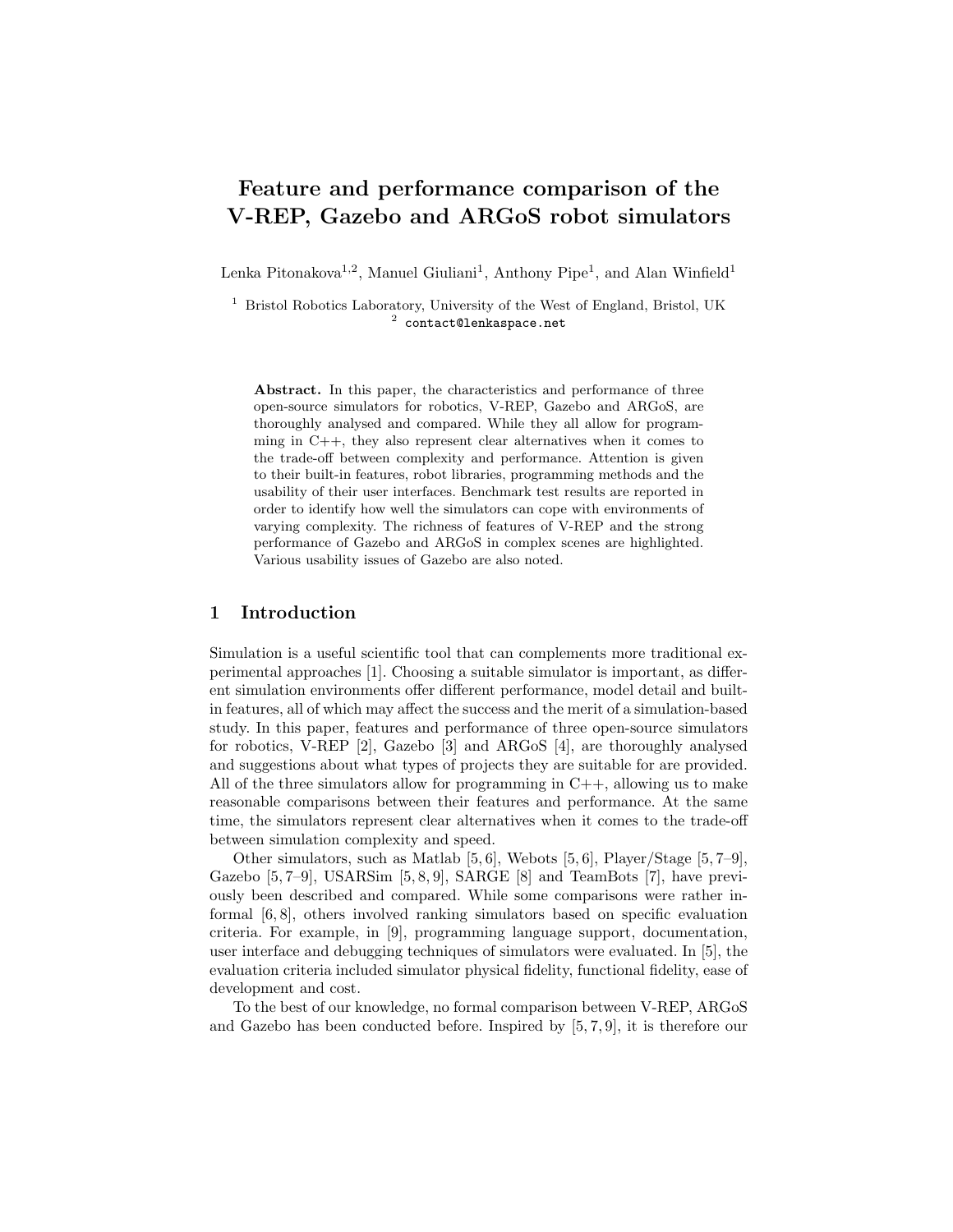# Feature and performance comparison of the V-REP, Gazebo and ARGoS robot simulators

Lenka Pitonakova[1,2], Manuel Giuliani[1], Anthony Pipe[1], and Alan Winfield[1]

[1] Bristol Robotics Laboratory, University of the West of England, Bristol, UK
[2] contact@lenkaspace.net

**Abstract.** In this paper, the characteristics and performance of three open-source simulators for robotics, V-REP, Gazebo and ARGoS, are thoroughly analysed and compared. While they all allow for programming in C++, they also represent clear alternatives when it comes to the trade-off between complexity and performance. Attention is given to their built-in features, robot libraries, programming methods and the usability of their user interfaces. Benchmark test results are reported in order to identify how well the simulators can cope with environments of varying complexity. The richness of features of V-REP and the strong performance of Gazebo and ARGoS in complex scenes are highlighted. Various usability issues of Gazebo are also noted.

## 1 Introduction

Simulation is a useful scientific tool that can complements more traditional experimental approaches [1]. Choosing a suitable simulator is important, as different simulation environments offer different performance, model detail and built-in features, all of which may affect the success and the merit of a simulation-based study. In this paper, features and performance of three open-source simulators for robotics, V-REP [2], Gazebo [3] and ARGoS [4], are thoroughly analysed and suggestions about what types of projects they are suitable for are provided. All of the three simulators allow for programming in C++, allowing us to make reasonable comparisons between their features and performance. At the same time, the simulators represent clear alternatives when it comes to the trade-off between simulation complexity and speed.

Other simulators, such as Matlab [5, 6], Webots [5, 6], Player/Stage [5, 7–9], Gazebo [5, 7–9], USARSim [5, 8, 9], SARGE [8] and TeamBots [7], have previously been described and compared. While some comparisons were rather informal [6, 8], others involved ranking simulators based on specific evaluation criteria. For example, in [9], programming language support, documentation, user interface and debugging techniques of simulators were evaluated. In [5], the evaluation criteria included simulator physical fidelity, functional fidelity, ease of development and cost.

To the best of our knowledge, no formal comparison between V-REP, ARGoS and Gazebo has been conducted before. Inspired by [5, 7, 9], it is therefore our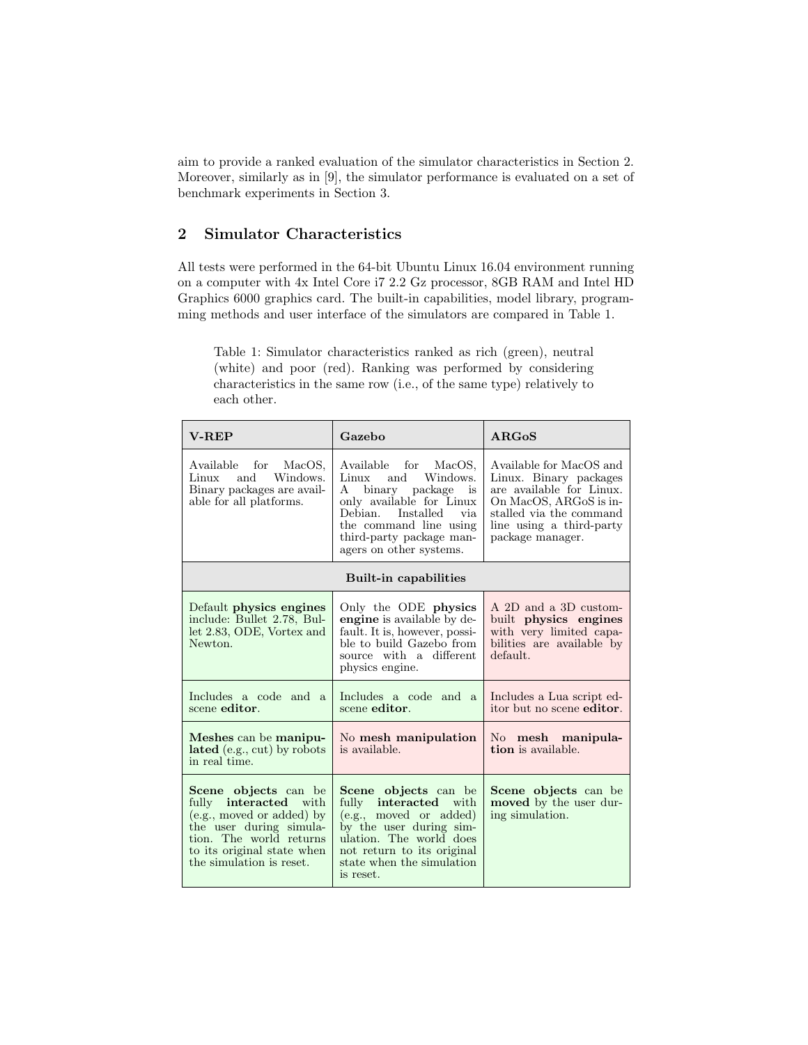aim to provide a ranked evaluation of the simulator characteristics in Section 2. Moreover, similarly as in [9], the simulator performance is evaluated on a set of benchmark experiments in Section 3.

## 2 Simulator Characteristics

All tests were performed in the 64-bit Ubuntu Linux 16.04 environment running on a computer with 4x Intel Core i7 2.2 Gz processor, 8GB RAM and Intel HD Graphics 6000 graphics card. The built-in capabilities, model library, programming methods and user interface of the simulators are compared in Table 1.

Table 1: Simulator characteristics ranked as rich (green), neutral (white) and poor (red). Ranking was performed by considering characteristics in the same row (i.e., of the same type) relatively to each other.

| **V-REP** | **Gazebo** | **ARGoS** |
|---|---|---|
| Available for MacOS, Linux and Windows. Binary packages are available for all platforms. | Available for MacOS, Linux and Windows. A binary package is only available for Linux Debian. Installed via the command line using third-party package managers on other systems. | Available for MacOS and Linux. Binary packages are available for Linux. On MacOS, ARGoS is installed via the command line using a third-party package manager. |
| **Built-in capabilities** | | |
| Default **physics engines** include: Bullet 2.78, Bullet 2.83, ODE, Vortex and Newton. | Only the ODE **physics engine** is available by default. It is, however, possible to build Gazebo from source with a different physics engine. | A 2D and a 3D custom-built **physics engines** with very limited capabilities are available by default. |
| Includes a code and a scene **editor**. | Includes a code and a scene **editor**. | Includes a Lua script editor but no scene **editor**. |
| **Meshes** can be **manipulated** (e.g., cut) by robots in real time. | No **mesh manipulation** is available. | No **mesh manipulation** is available. |
| **Scene objects** can be fully **interacted** with (e.g., moved or added) by the user during simulation. The world returns to its original state when the simulation is reset. | **Scene objects** can be fully **interacted** with (e.g., moved or added) by the user during simulation. The world does not return to its original state when the simulation is reset. | **Scene objects** can be **moved** by the user during simulation. |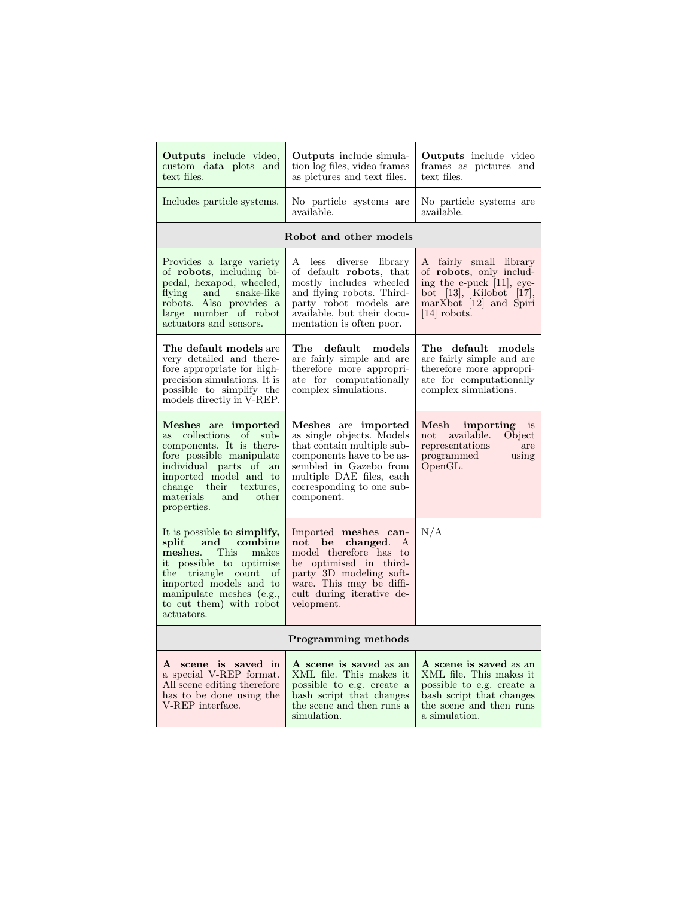| | | |
|---|---|---|
| **Outputs** include video, custom data plots and text files. | **Outputs** include simulation log files, video frames as pictures and text files. | **Outputs** include video frames as pictures and text files. |
| Includes particle systems. | No particle systems are available. | No particle systems are available. |
| **Robot and other models** | | |
| Provides a large variety of **robots**, including bipedal, hexapod, wheeled, flying and snake-like robots. Also provides a large number of robot actuators and sensors. | A less diverse library of default **robots**, that mostly includes wheeled and flying robots. Third-party robot models are available, but their documentation is often poor. | A fairly small library of **robots**, only including the e-puck [11], eyebot [13], Kilobot [17], marXbot [12] and Spiri [14] robots. |
| **The default models** are very detailed and therefore appropriate for high-precision simulations. It is possible to simplify the models directly in V-REP. | **The default models** are fairly simple and are therefore more appropriate for computationally complex simulations. | **The default models** are fairly simple and are therefore more appropriate for computationally complex simulations. |
| **Meshes** are **imported** as collections of sub-components. It is therefore possible manipulate individual parts of an imported model and to change their textures, materials and other properties. | **Meshes** are **imported** as single objects. Models that contain multiple sub-components have to be assembled in Gazebo from multiple DAE files, each corresponding to one sub-component. | **Mesh importing** is not available. Object representations are programmed using OpenGL. |
| It is possible to **simplify, split and combine meshes**. This makes it possible to optimise the triangle count of imported models and to manipulate meshes (e.g., to cut them) with robot actuators. | Imported **meshes cannot be changed**. A model therefore has to be optimised in third-party 3D modeling software. This may be difficult during iterative development. | N/A |
| **Programming methods** | | |
| **A scene is saved** in a special V-REP format. All scene editing therefore has to be done using the V-REP interface. | **A scene is saved** as an XML file. This makes it possible to e.g. create a bash script that changes the scene and then runs a simulation. | **A scene is saved** as an XML file. This makes it possible to e.g. create a bash script that changes the scene and then runs a simulation. |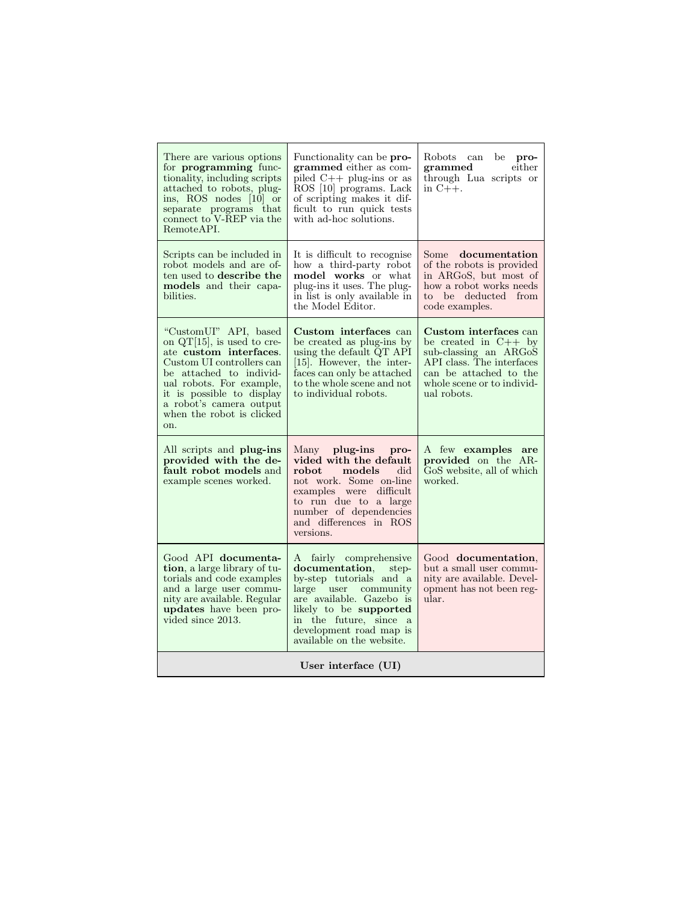| | | |
|---|---|---|
| There are various options for **programming** functionality, including scripts attached to robots, plug-ins, ROS nodes [10] or separate programs that connect to V-REP via the RemoteAPI. | Functionality can be **programmed** either as compiled C++ plug-ins or as ROS [10] programs. Lack of scripting makes it difficult to run quick tests with ad-hoc solutions. | Robots can be **programmed** either through Lua scripts or in C++. |
| Scripts can be included in robot models and are often used to **describe the models** and their capabilities. | It is difficult to recognise how a third-party robot **model works** or what plug-ins it uses. The plug-in list is only available in the Model Editor. | Some **documentation** of the robots is provided in ARGoS, but most of how a robot works needs to be deducted from code examples. |
| "CustomUI" API, based on QT[15], is used to create **custom interfaces**. Custom UI controllers can be attached to individual robots. For example, it is possible to display a robot's camera output when the robot is clicked on. | **Custom interfaces** can be created as plug-ins by using the default QT API [15]. However, the interfaces can only be attached to the whole scene and not to individual robots. | **Custom interfaces** can be created in C++ by sub-classing an ARGoS API class. The interfaces can be attached to the whole scene or to individual robots. |
| All scripts and **plug-ins provided with the default robot models** and example scenes worked. | Many **plug-ins provided with the default robot models** did not work. Some on-line examples were difficult to run due to a large number of dependencies and differences in ROS versions. | A few **examples are provided** on the ARGoS website, all of which worked. |
| Good API **documentation**, a large library of tutorials and code examples and a large user community are available. Regular **updates** have been provided since 2013. | A fairly comprehensive **documentation**, step-by-step tutorials and a large user community are available. Gazebo is likely to be **supported** in the future, since a development road map is available on the website. | Good **documentation**, but a small user community are available. Development has not been regular. |
| **User interface (UI)** | | |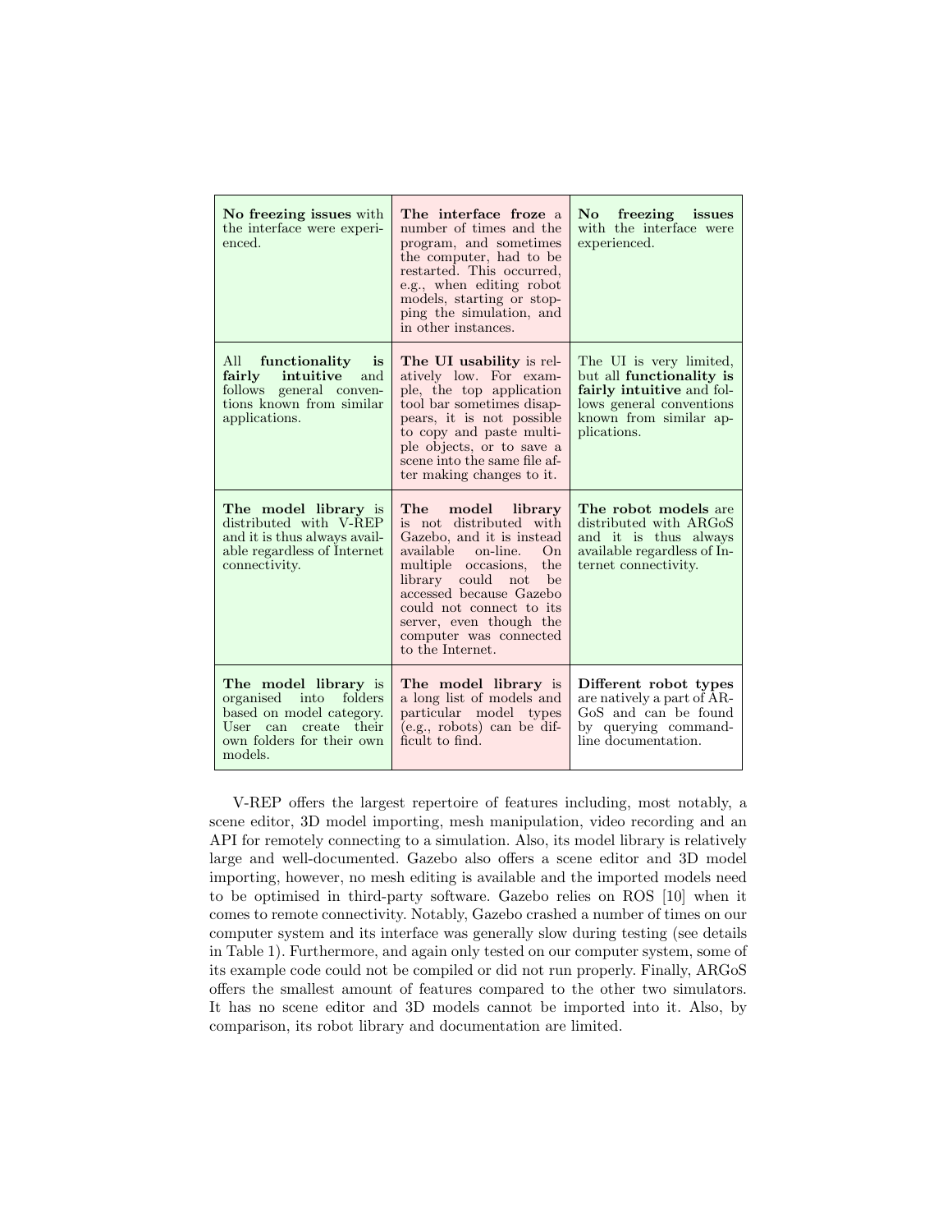| | | |
|---|---|---|
| **No freezing issues** with the interface were experienced. | **The interface froze** a number of times and the program, and sometimes the computer, had to be restarted. This occurred, e.g., when editing robot models, starting or stopping the simulation, and in other instances. | **No freezing issues** with the interface were experienced. |
| All **functionality is fairly intuitive** and follows general conventions known from similar applications. | **The UI usability** is relatively low. For example, the top application tool bar sometimes disappears, it is not possible to copy and paste multiple objects, or to save a scene into the same file after making changes to it. | The UI is very limited, but all **functionality is fairly intuitive** and follows general conventions known from similar applications. |
| **The model library** is distributed with V-REP and it is thus always available regardless of Internet connectivity. | **The model library** is not distributed with Gazebo, and it is instead available on-line. On multiple occasions, the library could not be accessed because Gazebo could not connect to its server, even though the computer was connected to the Internet. | **The robot models** are distributed with ARGoS and it is thus always available regardless of Internet connectivity. |
| **The model library** is organised into folders based on model category. User can create their own folders for their own models. | **The model library** is a long list of models and particular model types (e.g., robots) can be difficult to find. | **Different robot types** are natively a part of ARGoS and can be found by querying commandline documentation. |

V-REP offers the largest repertoire of features including, most notably, a scene editor, 3D model importing, mesh manipulation, video recording and an API for remotely connecting to a simulation. Also, its model library is relatively large and well-documented. Gazebo also offers a scene editor and 3D model importing, however, no mesh editing is available and the imported models need to be optimised in third-party software. Gazebo relies on ROS [10] when it comes to remote connectivity. Notably, Gazebo crashed a number of times on our computer system and its interface was generally slow during testing (see details in Table 1). Furthermore, and again only tested on our computer system, some of its example code could not be compiled or did not run properly. Finally, ARGoS offers the smallest amount of features compared to the other two simulators. It has no scene editor and 3D models cannot be imported into it. Also, by comparison, its robot library and documentation are limited.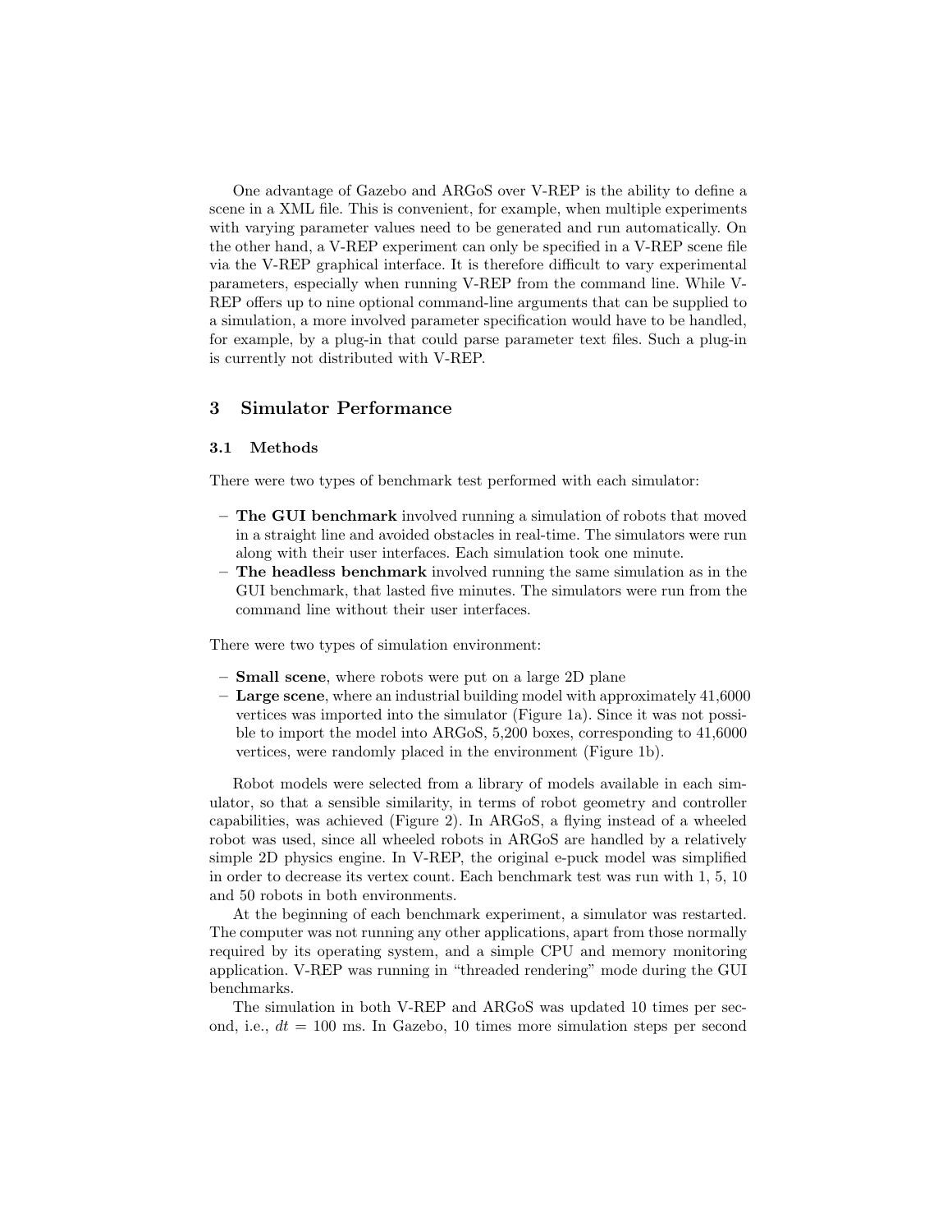One advantage of Gazebo and ARGoS over V-REP is the ability to define a scene in a XML file. This is convenient, for example, when multiple experiments with varying parameter values need to be generated and run automatically. On the other hand, a V-REP experiment can only be specified in a V-REP scene file via the V-REP graphical interface. It is therefore difficult to vary experimental parameters, especially when running V-REP from the command line. While V-REP offers up to nine optional command-line arguments that can be supplied to a simulation, a more involved parameter specification would have to be handled, for example, by a plug-in that could parse parameter text files. Such a plug-in is currently not distributed with V-REP.

## 3 Simulator Performance

### 3.1 Methods

There were two types of benchmark test performed with each simulator:

- **The GUI benchmark** involved running a simulation of robots that moved in a straight line and avoided obstacles in real-time. The simulators were run along with their user interfaces. Each simulation took one minute.
- **The headless benchmark** involved running the same simulation as in the GUI benchmark, that lasted five minutes. The simulators were run from the command line without their user interfaces.

There were two types of simulation environment:

- **Small scene**, where robots were put on a large 2D plane
- **Large scene**, where an industrial building model with approximately 41,6000 vertices was imported into the simulator (Figure 1a). Since it was not possible to import the model into ARGoS, 5,200 boxes, corresponding to 41,6000 vertices, were randomly placed in the environment (Figure 1b).

Robot models were selected from a library of models available in each simulator, so that a sensible similarity, in terms of robot geometry and controller capabilities, was achieved (Figure 2). In ARGoS, a flying instead of a wheeled robot was used, since all wheeled robots in ARGoS are handled by a relatively simple 2D physics engine. In V-REP, the original e-puck model was simplified in order to decrease its vertex count. Each benchmark test was run with 1, 5, 10 and 50 robots in both environments.

At the beginning of each benchmark experiment, a simulator was restarted. The computer was not running any other applications, apart from those normally required by its operating system, and a simple CPU and memory monitoring application. V-REP was running in "threaded rendering" mode during the GUI benchmarks.

The simulation in both V-REP and ARGoS was updated 10 times per second, i.e., $dt = 100$ ms. In Gazebo, 10 times more simulation steps per second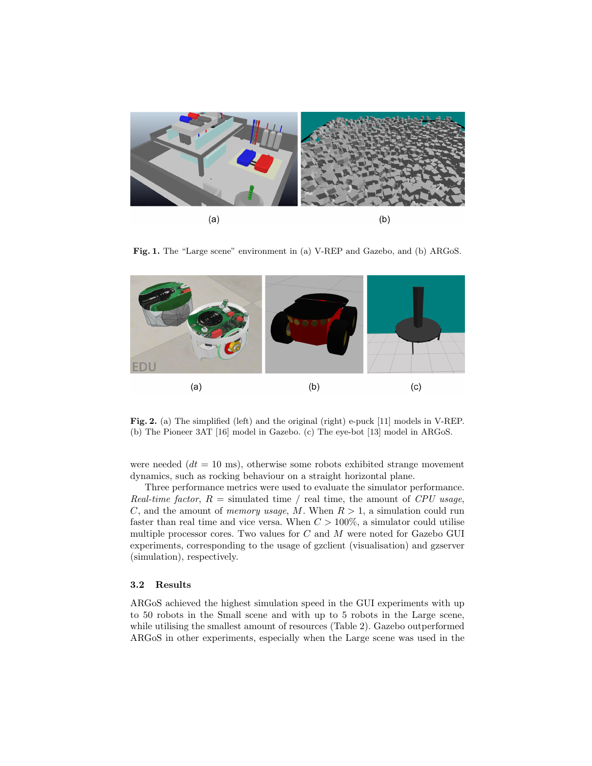Fig. 1. The "Large scene" environment in (a) V-REP and Gazebo, and (b) ARGoS.

Fig. 2. (a) The simplified (left) and the original (right) e-puck [11] models in V-REP. (b) The Pioneer 3AT [16] model in Gazebo. (c) The eye-bot [13] model in ARGoS.

were needed ($dt$ = 10 ms), otherwise some robots exhibited strange movement dynamics, such as rocking behaviour on a straight horizontal plane.

Three performance metrics were used to evaluate the simulator performance. *Real-time factor*, $R$ = simulated time / real time, the amount of *CPU usage*, $C$, and the amount of *memory usage*, $M$. When $R > 1$, a simulation could run faster than real time and vice versa. When $C > 100\%$, a simulator could utilise multiple processor cores. Two values for $C$ and $M$ were noted for Gazebo GUI experiments, corresponding to the usage of gzclient (visualisation) and gzserver (simulation), respectively.

### 3.2 Results

ARGoS achieved the highest simulation speed in the GUI experiments with up to 50 robots in the Small scene and with up to 5 robots in the Large scene, while utilising the smallest amount of resources (Table 2). Gazebo outperformed ARGoS in other experiments, especially when the Large scene was used in the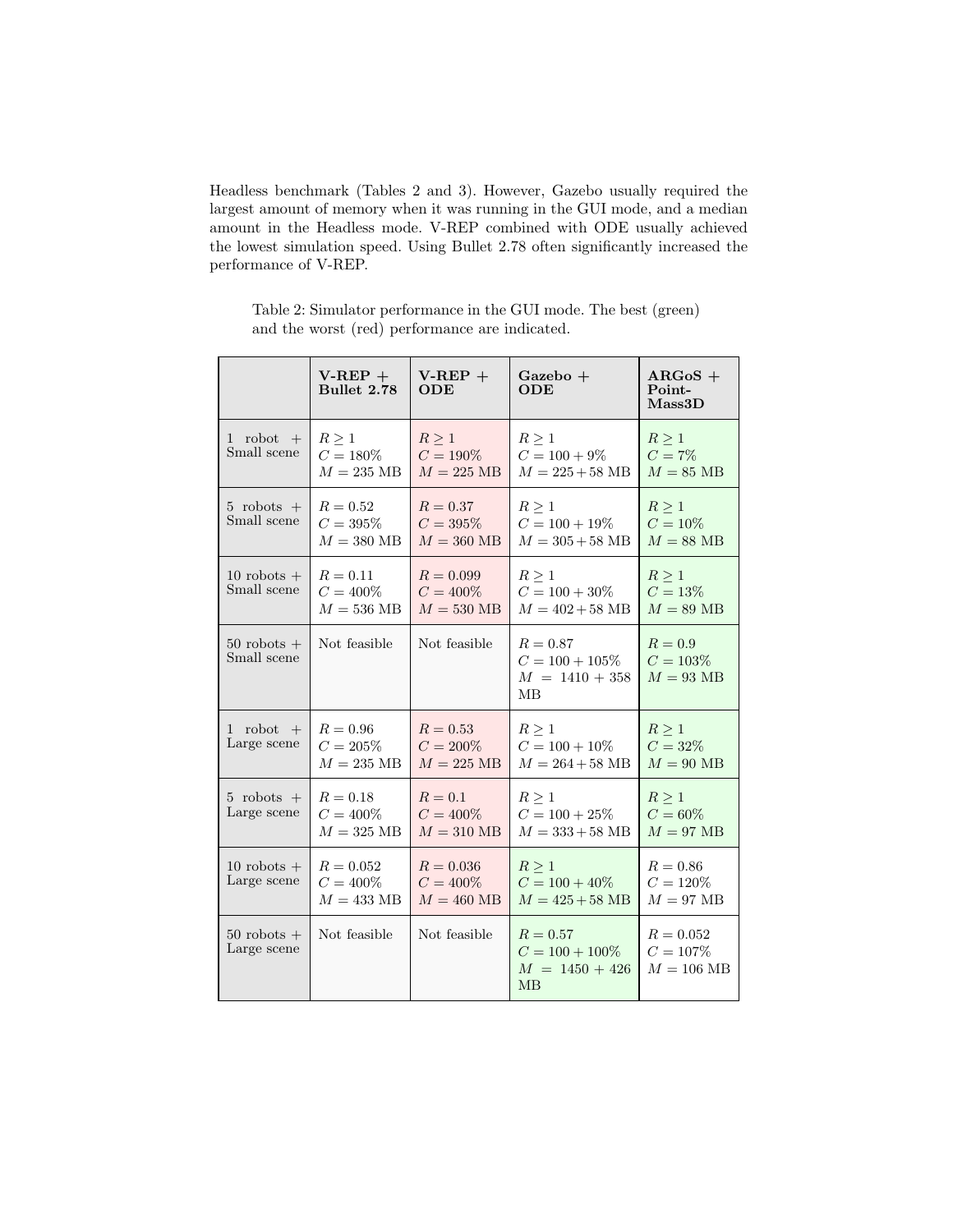Headless benchmark (Tables 2 and 3). However, Gazebo usually required the largest amount of memory when it was running in the GUI mode, and a median amount in the Headless mode. V-REP combined with ODE usually achieved the lowest simulation speed. Using Bullet 2.78 often significantly increased the performance of V-REP.

Table 2: Simulator performance in the GUI mode. The best (green) and the worst (red) performance are indicated.

| | **V-REP + Bullet 2.78** | **V-REP + ODE** | **Gazebo + ODE** | **ARGoS + Point-Mass3D** |
|---|---|---|---|---|
| 1 robot + Small scene | $R \geq 1$ <br> $C = 180\%$ <br> $M = 235$ MB | $R \geq 1$ <br> $C = 190\%$ <br> $M = 225$ MB | $R \geq 1$ <br> $C = 100 + 9\%$ <br> $M = 225 + 58$ MB | $R \geq 1$ <br> $C = 7\%$ <br> $M = 85$ MB |
| 5 robots + Small scene | $R = 0.52$ <br> $C = 395\%$ <br> $M = 380$ MB | $R = 0.37$ <br> $C = 395\%$ <br> $M = 360$ MB | $R \geq 1$ <br> $C = 100 + 19\%$ <br> $M = 305 + 58$ MB | $R \geq 1$ <br> $C = 10\%$ <br> $M = 88$ MB |
| 10 robots + Small scene | $R = 0.11$ <br> $C = 400\%$ <br> $M = 536$ MB | $R = 0.099$ <br> $C = 400\%$ <br> $M = 530$ MB | $R \geq 1$ <br> $C = 100 + 30\%$ <br> $M = 402 + 58$ MB | $R \geq 1$ <br> $C = 13\%$ <br> $M = 89$ MB |
| 50 robots + Small scene | Not feasible | Not feasible | $R = 0.87$ <br> $C = 100 + 105\%$ <br> $M = 1410 + 358$ MB | $R = 0.9$ <br> $C = 103\%$ <br> $M = 93$ MB |
| 1 robot + Large scene | $R = 0.96$ <br> $C = 205\%$ <br> $M = 235$ MB | $R = 0.53$ <br> $C = 200\%$ <br> $M = 225$ MB | $R \geq 1$ <br> $C = 100 + 10\%$ <br> $M = 264 + 58$ MB | $R \geq 1$ <br> $C = 32\%$ <br> $M = 90$ MB |
| 5 robots + Large scene | $R = 0.18$ <br> $C = 400\%$ <br> $M = 325$ MB | $R = 0.1$ <br> $C = 400\%$ <br> $M = 310$ MB | $R \geq 1$ <br> $C = 100 + 25\%$ <br> $M = 333 + 58$ MB | $R \geq 1$ <br> $C = 60\%$ <br> $M = 97$ MB |
| 10 robots + Large scene | $R = 0.052$ <br> $C = 400\%$ <br> $M = 433$ MB | $R = 0.036$ <br> $C = 400\%$ <br> $M = 460$ MB | $R \geq 1$ <br> $C = 100 + 40\%$ <br> $M = 425 + 58$ MB | $R = 0.86$ <br> $C = 120\%$ <br> $M = 97$ MB |
| 50 robots + Large scene | Not feasible | Not feasible | $R = 0.57$ <br> $C = 100 + 100\%$ <br> $M = 1450 + 426$ MB | $R = 0.052$ <br> $C = 107\%$ <br> $M = 106$ MB |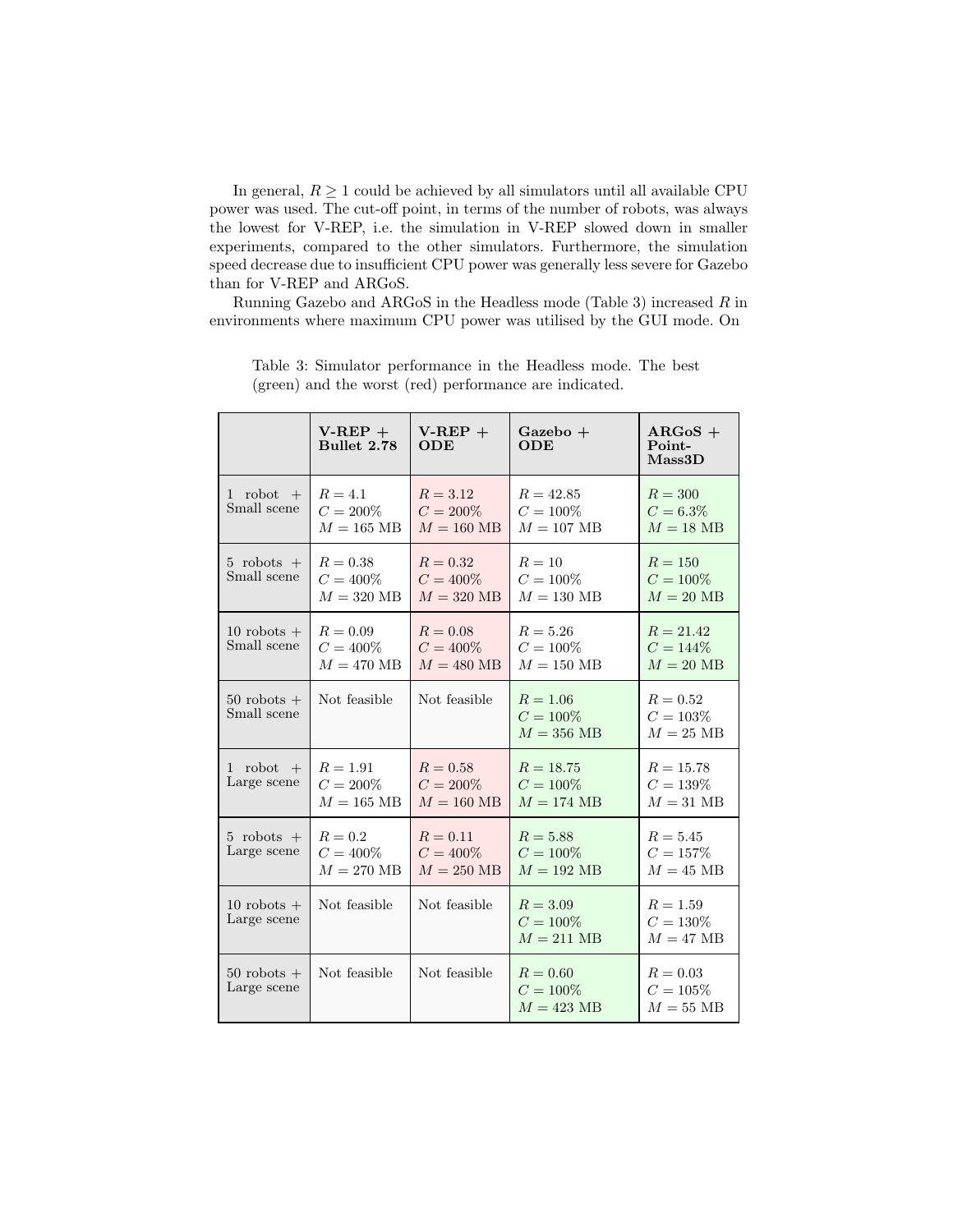In general, $R \geq 1$ could be achieved by all simulators until all available CPU power was used. The cut-off point, in terms of the number of robots, was always the lowest for V-REP, i.e. the simulation in V-REP slowed down in smaller experiments, compared to the other simulators. Furthermore, the simulation speed decrease due to insufficient CPU power was generally less severe for Gazebo than for V-REP and ARGoS.

Running Gazebo and ARGoS in the Headless mode (Table 3) increased $R$ in environments where maximum CPU power was utilised by the GUI mode. On

Table 3: Simulator performance in the Headless mode. The best (green) and the worst (red) performance are indicated.

| | **V-REP + Bullet 2.78** | **V-REP + ODE** | **Gazebo + ODE** | **ARGoS + Point-Mass3D** |
|---|---|---|---|---|
| 1 robot + Small scene | $R = 4.1$<br>$C = 200\%$<br>$M = 165$ MB | $R = 3.12$<br>$C = 200\%$<br>$M = 160$ MB | $R = 42.85$<br>$C = 100\%$<br>$M = 107$ MB | $R = 300$<br>$C = 6.3\%$<br>$M = 18$ MB |
| 5 robots + Small scene | $R = 0.38$<br>$C = 400\%$<br>$M = 320$ MB | $R = 0.32$<br>$C = 400\%$<br>$M = 320$ MB | $R = 10$<br>$C = 100\%$<br>$M = 130$ MB | $R = 150$<br>$C = 100\%$<br>$M = 20$ MB |
| 10 robots + Small scene | $R = 0.09$<br>$C = 400\%$<br>$M = 470$ MB | $R = 0.08$<br>$C = 400\%$<br>$M = 480$ MB | $R = 5.26$<br>$C = 100\%$<br>$M = 150$ MB | $R = 21.42$<br>$C = 144\%$<br>$M = 20$ MB |
| 50 robots + Small scene | Not feasible | Not feasible | $R = 1.06$<br>$C = 100\%$<br>$M = 356$ MB | $R = 0.52$<br>$C = 103\%$<br>$M = 25$ MB |
| 1 robot + Large scene | $R = 1.91$<br>$C = 200\%$<br>$M = 165$ MB | $R = 0.58$<br>$C = 200\%$<br>$M = 160$ MB | $R = 18.75$<br>$C = 100\%$<br>$M = 174$ MB | $R = 15.78$<br>$C = 139\%$<br>$M = 31$ MB |
| 5 robots + Large scene | $R = 0.2$<br>$C = 400\%$<br>$M = 270$ MB | $R = 0.11$<br>$C = 400\%$<br>$M = 250$ MB | $R = 5.88$<br>$C = 100\%$<br>$M = 192$ MB | $R = 5.45$<br>$C = 157\%$<br>$M = 45$ MB |
| 10 robots + Large scene | Not feasible | Not feasible | $R = 3.09$<br>$C = 100\%$<br>$M = 211$ MB | $R = 1.59$<br>$C = 130\%$<br>$M = 47$ MB |
| 50 robots + Large scene | Not feasible | Not feasible | $R = 0.60$<br>$C = 100\%$<br>$M = 423$ MB | $R = 0.03$<br>$C = 105\%$<br>$M = 55$ MB |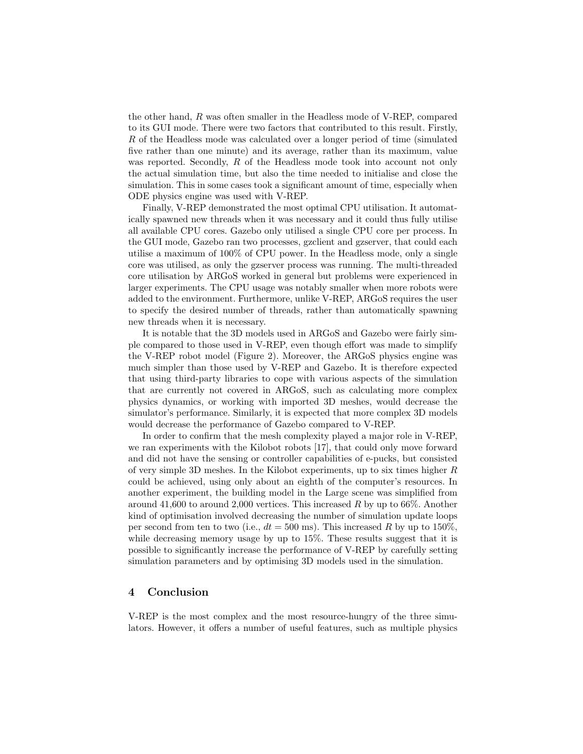the other hand, $R$ was often smaller in the Headless mode of V-REP, compared to its GUI mode. There were two factors that contributed to this result. Firstly, $R$ of the Headless mode was calculated over a longer period of time (simulated five rather than one minute) and its average, rather than its maximum, value was reported. Secondly, $R$ of the Headless mode took into account not only the actual simulation time, but also the time needed to initialise and close the simulation. This in some cases took a significant amount of time, especially when ODE physics engine was used with V-REP.

Finally, V-REP demonstrated the most optimal CPU utilisation. It automatically spawned new threads when it was necessary and it could thus fully utilise all available CPU cores. Gazebo only utilised a single CPU core per process. In the GUI mode, Gazebo ran two processes, gzclient and gzserver, that could each utilise a maximum of 100% of CPU power. In the Headless mode, only a single core was utilised, as only the gzserver process was running. The multi-threaded core utilisation by ARGoS worked in general but problems were experienced in larger experiments. The CPU usage was notably smaller when more robots were added to the environment. Furthermore, unlike V-REP, ARGoS requires the user to specify the desired number of threads, rather than automatically spawning new threads when it is necessary.

It is notable that the 3D models used in ARGoS and Gazebo were fairly simple compared to those used in V-REP, even though effort was made to simplify the V-REP robot model (Figure 2). Moreover, the ARGoS physics engine was much simpler than those used by V-REP and Gazebo. It is therefore expected that using third-party libraries to cope with various aspects of the simulation that are currently not covered in ARGoS, such as calculating more complex physics dynamics, or working with imported 3D meshes, would decrease the simulator's performance. Similarly, it is expected that more complex 3D models would decrease the performance of Gazebo compared to V-REP.

In order to confirm that the mesh complexity played a major role in V-REP, we ran experiments with the Kilobot robots [17], that could only move forward and did not have the sensing or controller capabilities of e-pucks, but consisted of very simple 3D meshes. In the Kilobot experiments, up to six times higher $R$ could be achieved, using only about an eighth of the computer's resources. In another experiment, the building model in the Large scene was simplified from around 41,600 to around 2,000 vertices. This increased $R$ by up to 66%. Another kind of optimisation involved decreasing the number of simulation update loops per second from ten to two (i.e., $dt = 500$ ms). This increased $R$ by up to 150%, while decreasing memory usage by up to 15%. These results suggest that it is possible to significantly increase the performance of V-REP by carefully setting simulation parameters and by optimising 3D models used in the simulation.

## 4 Conclusion

V-REP is the most complex and the most resource-hungry of the three simulators. However, it offers a number of useful features, such as multiple physics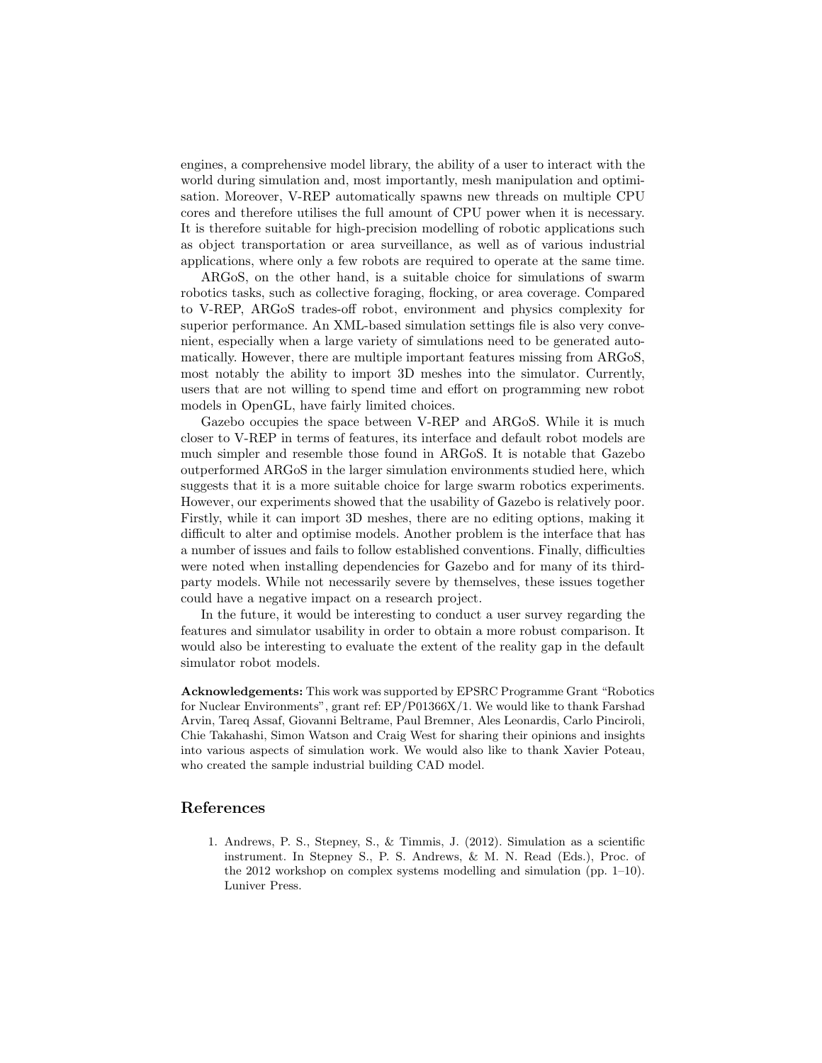engines, a comprehensive model library, the ability of a user to interact with the world during simulation and, most importantly, mesh manipulation and optimisation. Moreover, V-REP automatically spawns new threads on multiple CPU cores and therefore utilises the full amount of CPU power when it is necessary. It is therefore suitable for high-precision modelling of robotic applications such as object transportation or area surveillance, as well as of various industrial applications, where only a few robots are required to operate at the same time.

ARGoS, on the other hand, is a suitable choice for simulations of swarm robotics tasks, such as collective foraging, flocking, or area coverage. Compared to V-REP, ARGoS trades-off robot, environment and physics complexity for superior performance. An XML-based simulation settings file is also very convenient, especially when a large variety of simulations need to be generated automatically. However, there are multiple important features missing from ARGoS, most notably the ability to import 3D meshes into the simulator. Currently, users that are not willing to spend time and effort on programming new robot models in OpenGL, have fairly limited choices.

Gazebo occupies the space between V-REP and ARGoS. While it is much closer to V-REP in terms of features, its interface and default robot models are much simpler and resemble those found in ARGoS. It is notable that Gazebo outperformed ARGoS in the larger simulation environments studied here, which suggests that it is a more suitable choice for large swarm robotics experiments. However, our experiments showed that the usability of Gazebo is relatively poor. Firstly, while it can import 3D meshes, there are no editing options, making it difficult to alter and optimise models. Another problem is the interface that has a number of issues and fails to follow established conventions. Finally, difficulties were noted when installing dependencies for Gazebo and for many of its third-party models. While not necessarily severe by themselves, these issues together could have a negative impact on a research project.

In the future, it would be interesting to conduct a user survey regarding the features and simulator usability in order to obtain a more robust comparison. It would also be interesting to evaluate the extent of the reality gap in the default simulator robot models.

**Acknowledgements:** This work was supported by EPSRC Programme Grant "Robotics for Nuclear Environments", grant ref: EP/P01366X/1. We would like to thank Farshad Arvin, Tareq Assaf, Giovanni Beltrame, Paul Bremner, Ales Leonardis, Carlo Pinciroli, Chie Takahashi, Simon Watson and Craig West for sharing their opinions and insights into various aspects of simulation work. We would also like to thank Xavier Poteau, who created the sample industrial building CAD model.

## References

1. Andrews, P. S., Stepney, S., & Timmis, J. (2012). Simulation as a scientific instrument. In Stepney S., P. S. Andrews, & M. N. Read (Eds.), Proc. of the 2012 workshop on complex systems modelling and simulation (pp. 1–10). Luniver Press.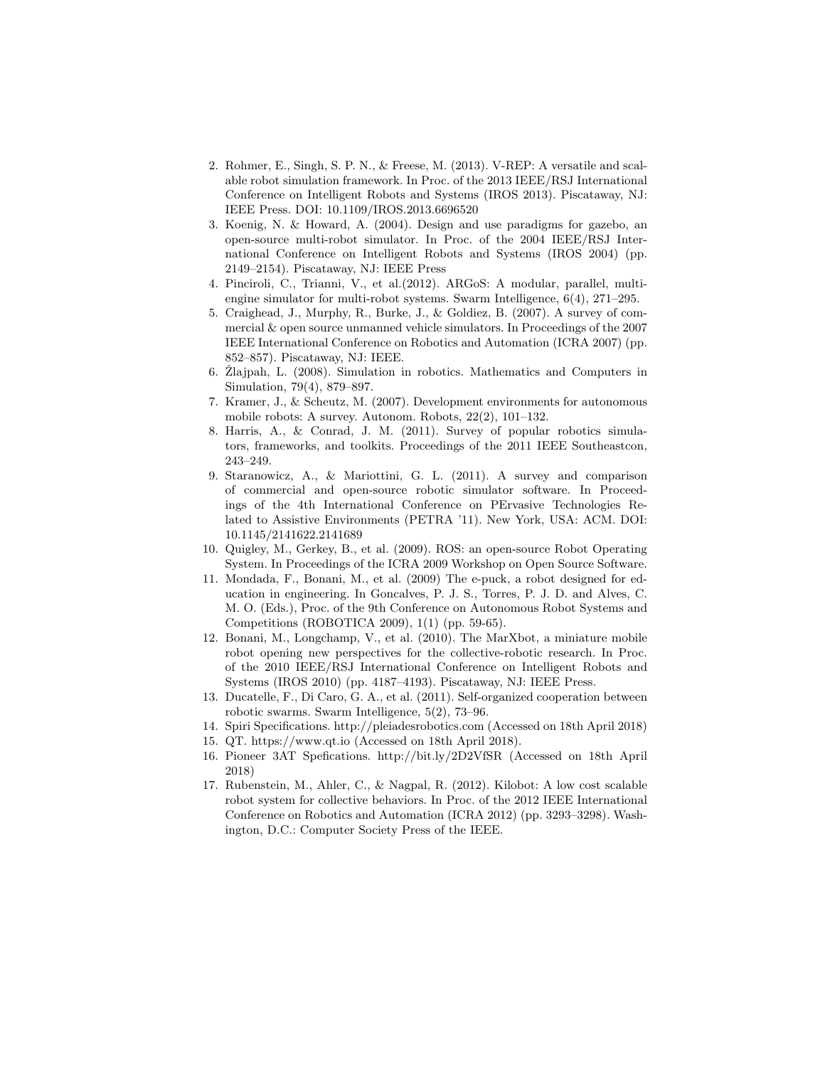2. Rohmer, E., Singh, S. P. N., & Freese, M. (2013). V-REP: A versatile and scalable robot simulation framework. In Proc. of the 2013 IEEE/RSJ International Conference on Intelligent Robots and Systems (IROS 2013). Piscataway, NJ: IEEE Press. DOI: 10.1109/IROS.2013.6696520
3. Koenig, N. & Howard, A. (2004). Design and use paradigms for gazebo, an open-source multi-robot simulator. In Proc. of the 2004 IEEE/RSJ International Conference on Intelligent Robots and Systems (IROS 2004) (pp. 2149–2154). Piscataway, NJ: IEEE Press
4. Pinciroli, C., Trianni, V., et al.(2012). ARGoS: A modular, parallel, multi-engine simulator for multi-robot systems. Swarm Intelligence, 6(4), 271–295.
5. Craighead, J., Murphy, R., Burke, J., & Goldiez, B. (2007). A survey of commercial & open source unmanned vehicle simulators. In Proceedings of the 2007 IEEE International Conference on Robotics and Automation (ICRA 2007) (pp. 852–857). Piscataway, NJ: IEEE.
6. Žlajpah, L. (2008). Simulation in robotics. Mathematics and Computers in Simulation, 79(4), 879–897.
7. Kramer, J., & Scheutz, M. (2007). Development environments for autonomous mobile robots: A survey. Autonom. Robots, 22(2), 101–132.
8. Harris, A., & Conrad, J. M. (2011). Survey of popular robotics simulators, frameworks, and toolkits. Proceedings of the 2011 IEEE Southeastcon, 243–249.
9. Staranowicz, A., & Mariottini, G. L. (2011). A survey and comparison of commercial and open-source robotic simulator software. In Proceedings of the 4th International Conference on PErvasive Technologies Related to Assistive Environments (PETRA '11). New York, USA: ACM. DOI: 10.1145/2141622.2141689
10. Quigley, M., Gerkey, B., et al. (2009). ROS: an open-source Robot Operating System. In Proceedings of the ICRA 2009 Workshop on Open Source Software.
11. Mondada, F., Bonani, M., et al. (2009) The e-puck, a robot designed for education in engineering. In Goncalves, P. J. S., Torres, P. J. D. and Alves, C. M. O. (Eds.), Proc. of the 9th Conference on Autonomous Robot Systems and Competitions (ROBOTICA 2009), 1(1) (pp. 59-65).
12. Bonani, M., Longchamp, V., et al. (2010). The MarXbot, a miniature mobile robot opening new perspectives for the collective-robotic research. In Proc. of the 2010 IEEE/RSJ International Conference on Intelligent Robots and Systems (IROS 2010) (pp. 4187–4193). Piscataway, NJ: IEEE Press.
13. Ducatelle, F., Di Caro, G. A., et al. (2011). Self-organized cooperation between robotic swarms. Swarm Intelligence, 5(2), 73–96.
14. Spiri Specifications. http://pleiadesrobotics.com (Accessed on 18th April 2018)
15. QT. https://www.qt.io (Accessed on 18th April 2018).
16. Pioneer 3AT Spefications. http://bit.ly/2D2VfSR (Accessed on 18th April 2018)
17. Rubenstein, M., Ahler, C., & Nagpal, R. (2012). Kilobot: A low cost scalable robot system for collective behaviors. In Proc. of the 2012 IEEE International Conference on Robotics and Automation (ICRA 2012) (pp. 3293–3298). Washington, D.C.: Computer Society Press of the IEEE.